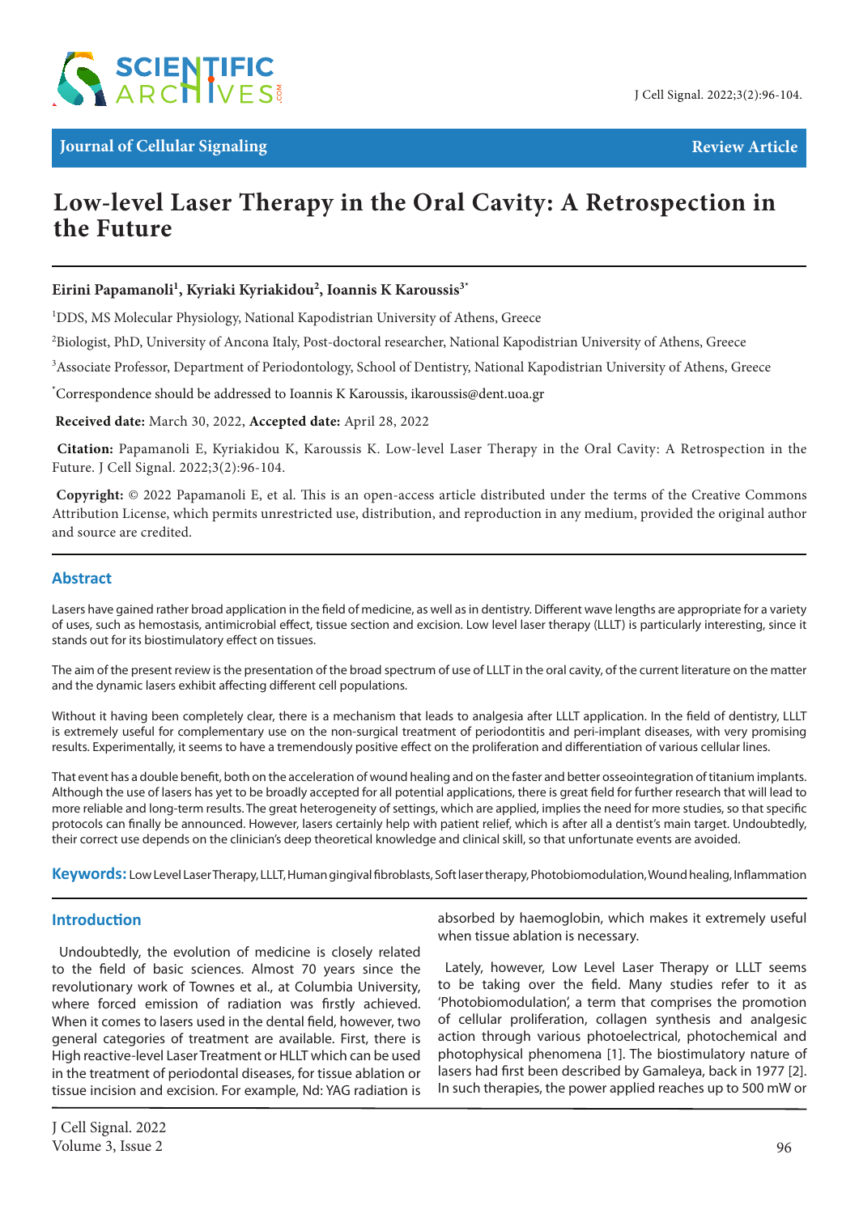Journal of Cellular Signaling

Review Article

# Low-level Laser Therapy in the Oral Cavity: A Retrospection in the Future

**Eirini Papamanoli[1], Kyriaki Kyriakidou[2], Ioannis K Karoussis[3*]**

[1]DDS, MS Molecular Physiology, National Kapodistrian University of Athens, Greece

[2]Biologist, PhD, University of Ancona Italy, Post-doctoral researcher, National Kapodistrian University of Athens, Greece

[3]Associate Professor, Department of Periodontology, School of Dentistry, National Kapodistrian University of Athens, Greece

[*]Correspondence should be addressed to Ioannis K Karoussis, ikaroussis@dent.uoa.gr

**Received date:** March 30, 2022, **Accepted date:** April 28, 2022

**Citation:** Papamanoli E, Kyriakidou K, Karoussis K. Low-level Laser Therapy in the Oral Cavity: A Retrospection in the Future. J Cell Signal. 2022;3(2):96-104.

**Copyright:** © 2022 Papamanoli E, et al. This is an open-access article distributed under the terms of the Creative Commons Attribution License, which permits unrestricted use, distribution, and reproduction in any medium, provided the original author and source are credited.

## Abstract

Lasers have gained rather broad application in the field of medicine, as well as in dentistry. Different wave lengths are appropriate for a variety of uses, such as hemostasis, antimicrobial effect, tissue section and excision. Low level laser therapy (LLLT) is particularly interesting, since it stands out for its biostimulatory effect on tissues.

The aim of the present review is the presentation of the broad spectrum of use of LLLT in the oral cavity, of the current literature on the matter and the dynamic lasers exhibit affecting different cell populations.

Without it having been completely clear, there is a mechanism that leads to analgesia after LLLT application. In the field of dentistry, LLLT is extremely useful for complementary use on the non-surgical treatment of periodontitis and peri-implant diseases, with very promising results. Experimentally, it seems to have a tremendously positive effect on the proliferation and differentiation of various cellular lines.

That event has a double benefit, both on the acceleration of wound healing and on the faster and better osseointegration of titanium implants. Although the use of lasers has yet to be broadly accepted for all potential applications, there is great field for further research that will lead to more reliable and long-term results. The great heterogeneity of settings, which are applied, implies the need for more studies, so that specific protocols can finally be announced. However, lasers certainly help with patient relief, which is after all a dentist's main target. Undoubtedly, their correct use depends on the clinician's deep theoretical knowledge and clinical skill, so that unfortunate events are avoided.

**Keywords:** Low Level Laser Therapy, LLLT, Human gingival fibroblasts, Soft laser therapy, Photobiomodulation, Wound healing, Inflammation

## Introduction

Undoubtedly, the evolution of medicine is closely related to the field of basic sciences. Almost 70 years since the revolutionary work of Townes et al., at Columbia University, where forced emission of radiation was firstly achieved. When it comes to lasers used in the dental field, however, two general categories of treatment are available. First, there is High reactive-level Laser Treatment or HLLT which can be used in the treatment of periodontal diseases, for tissue ablation or tissue incision and excision. For example, Nd: YAG radiation is absorbed by haemoglobin, which makes it extremely useful when tissue ablation is necessary.

Lately, however, Low Level Laser Therapy or LLLT seems to be taking over the field. Many studies refer to it as 'Photobiomodulation', a term that comprises the promotion of cellular proliferation, collagen synthesis and analgesic action through various photoelectrical, photochemical and photophysical phenomena [1]. The biostimulatory nature of lasers had first been described by Gamaleya, back in 1977 [2]. In such therapies, the power applied reaches up to 500 mW or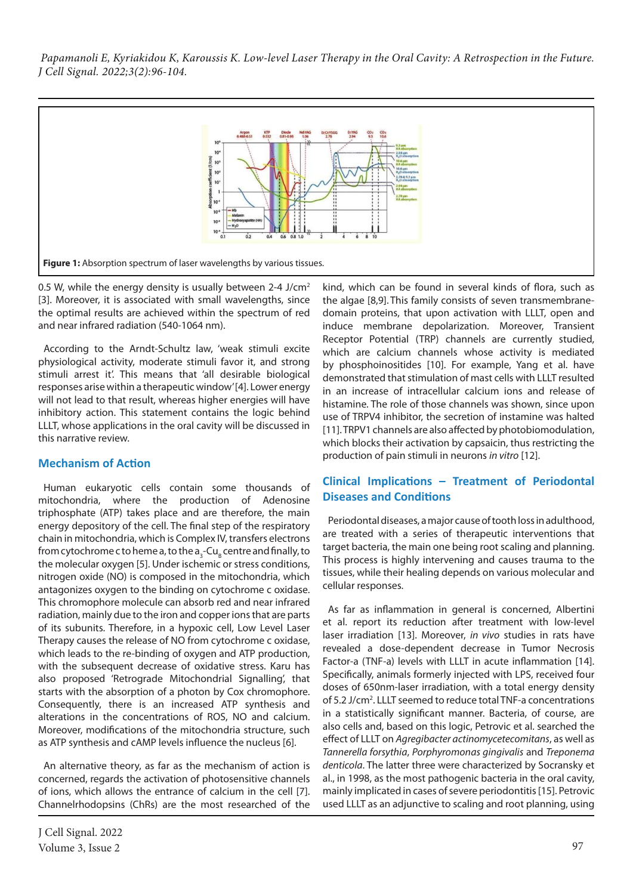**Figure 1:** Absorption spectrum of laser wavelengths by various tissues.

0.5 W, while the energy density is usually between 2-4 J/cm$^2$ [3]. Moreover, it is associated with small wavelengths, since the optimal results are achieved within the spectrum of red and near infrared radiation (540-1064 nm).

According to the Arndt-Schultz law, 'weak stimuli excite physiological activity, moderate stimuli favor it, and strong stimuli arrest it'. This means that 'all desirable biological responses arise within a therapeutic window' [4]. Lower energy will not lead to that result, whereas higher energies will have inhibitory action. This statement contains the logic behind LLLT, whose applications in the oral cavity will be discussed in this narrative review.

## Mechanism of Action

Human eukaryotic cells contain some thousands of mitochondria, where the production of Adenosine triphosphate (ATP) takes place and are therefore, the main energy depository of the cell. The final step of the respiratory chain in mitochondria, which is Complex IV, transfers electrons from cytochrome c to heme a, to the $a_3$-$Cu_B$ centre and finally, to the molecular oxygen [5]. Under ischemic or stress conditions, nitrogen oxide (NO) is composed in the mitochondria, which antagonizes oxygen to the binding on cytochrome c oxidase. This chromophore molecule can absorb red and near infrared radiation, mainly due to the iron and copper ions that are parts of its subunits. Therefore, in a hypoxic cell, Low Level Laser Therapy causes the release of NO from cytochrome c oxidase, which leads to the re-binding of oxygen and ATP production, with the subsequent decrease of oxidative stress. Karu has also proposed 'Retrograde Mitochondrial Signalling', that starts with the absorption of a photon by Cox chromophore. Consequently, there is an increased ATP synthesis and alterations in the concentrations of ROS, NO and calcium. Moreover, modifications of the mitochondria structure, such as ATP synthesis and cAMP levels influence the nucleus [6].

An alternative theory, as far as the mechanism of action is concerned, regards the activation of photosensitive channels of ions, which allows the entrance of calcium in the cell [7]. Channelrhodopsins (ChRs) are the most researched of the kind, which can be found in several kinds of flora, such as the algae [8,9]. This family consists of seven transmembrane-domain proteins, that upon activation with LLLT, open and induce membrane depolarization. Moreover, Transient Receptor Potential (TRP) channels are currently studied, which are calcium channels whose activity is mediated by phosphoinositides [10]. For example, Yang et al. have demonstrated that stimulation of mast cells with LLLT resulted in an increase of intracellular calcium ions and release of histamine. The role of those channels was shown, since upon use of TRPV4 inhibitor, the secretion of instamine was halted [11]. TRPV1 channels are also affected by photobiomodulation, which blocks their activation by capsaicin, thus restricting the production of pain stimuli in neurons *in vitro* [12].

## Clinical Implications – Treatment of Periodontal Diseases and Conditions

Periodontal diseases, a major cause of tooth loss in adulthood, are treated with a series of therapeutic interventions that target bacteria, the main one being root scaling and planning. This process is highly intervening and causes trauma to the tissues, while their healing depends on various molecular and cellular responses.

As far as inflammation in general is concerned, Albertini et al. report its reduction after treatment with low-level laser irradiation [13]. Moreover, *in vivo* studies in rats have revealed a dose-dependent decrease in Tumor Necrosis Factor-a (TNF-a) levels with LLLT in acute inflammation [14]. Specifically, animals formerly injected with LPS, received four doses of 650nm-laser irradiation, with a total energy density of 5.2 J/cm$^2$. LLLT seemed to reduce total TNF-a concentrations in a statistically significant manner. Bacteria, of course, are also cells and, based on this logic, Petrovic et al. searched the effect of LLLT on *Agregibacter actinomycetecomitans*, as well as *Tannerella forsythia*, *Porphyromonas gingivalis* and *Treponema denticola*. The latter three were characterized by Socransky et al., in 1998, as the most pathogenic bacteria in the oral cavity, mainly implicated in cases of severe periodontitis [15]. Petrovic used LLLT as an adjunctive to scaling and root planning, using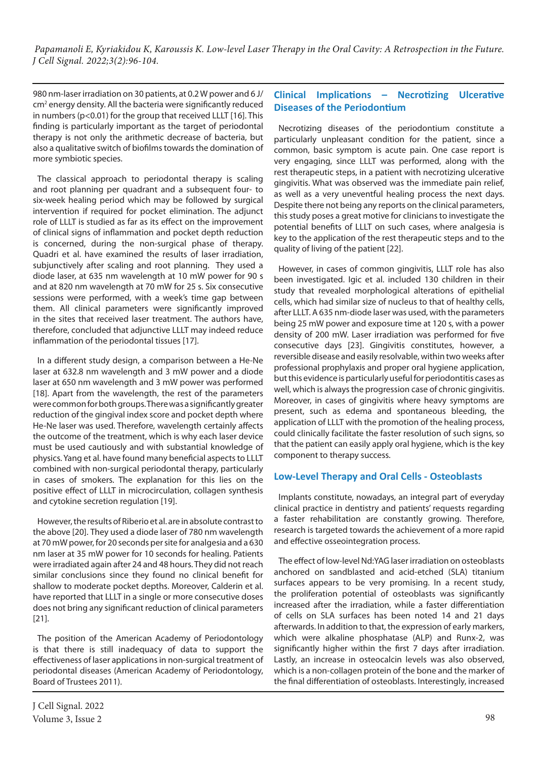980 nm-laser irradiation on 30 patients, at 0.2 W power and 6 J/cm$^2$ energy density. All the bacteria were significantly reduced in numbers ($p<0.01$) for the group that received LLLT [16]. This finding is particularly important as the target of periodontal therapy is not only the arithmetic decrease of bacteria, but also a qualitative switch of biofilms towards the domination of more symbiotic species.

The classical approach to periodontal therapy is scaling and root planning per quadrant and a subsequent four- to six-week healing period which may be followed by surgical intervention if required for pocket elimination. The adjunct role of LLLT is studied as far as its effect on the improvement of clinical signs of inflammation and pocket depth reduction is concerned, during the non-surgical phase of therapy. Quadri et al. have examined the results of laser irradiation, subjunctively after scaling and root planning. They used a diode laser, at 635 nm wavelength at 10 mW power for 90 s and at 820 nm wavelength at 70 mW for 25 s. Six consecutive sessions were performed, with a week's time gap between them. All clinical parameters were significantly improved in the sites that received laser treatment. The authors have, therefore, concluded that adjunctive LLLT may indeed reduce inflammation of the periodontal tissues [17].

In a different study design, a comparison between a He-Ne laser at 632.8 nm wavelength and 3 mW power and a diode laser at 650 nm wavelength and 3 mW power was performed [18]. Apart from the wavelength, the rest of the parameters were common for both groups. There was a significantly greater reduction of the gingival index score and pocket depth where He-Ne laser was used. Therefore, wavelength certainly affects the outcome of the treatment, which is why each laser device must be used cautiously and with substantial knowledge of physics. Yang et al. have found many beneficial aspects to LLLT combined with non-surgical periodontal therapy, particularly in cases of smokers. The explanation for this lies on the positive effect of LLLT in microcirculation, collagen synthesis and cytokine secretion regulation [19].

However, the results of Riberio et al. are in absolute contrast to the above [20]. They used a diode laser of 780 nm wavelength at 70 mW power, for 20 seconds per site for analgesia and a 630 nm laser at 35 mW power for 10 seconds for healing. Patients were irradiated again after 24 and 48 hours. They did not reach similar conclusions since they found no clinical benefit for shallow to moderate pocket depths. Moreover, Calderin et al. have reported that LLLT in a single or more consecutive doses does not bring any significant reduction of clinical parameters [21].

The position of the American Academy of Periodontology is that there is still inadequacy of data to support the effectiveness of laser applications in non-surgical treatment of periodontal diseases (American Academy of Periodontology, Board of Trustees 2011).

## Clinical Implications – Necrotizing Ulcerative Diseases of the Periodontium

Necrotizing diseases of the periodontium constitute a particularly unpleasant condition for the patient, since a common, basic symptom is acute pain. One case report is very engaging, since LLLT was performed, along with the rest therapeutic steps, in a patient with necrotizing ulcerative gingivitis. What was observed was the immediate pain relief, as well as a very uneventful healing process the next days. Despite there not being any reports on the clinical parameters, this study poses a great motive for clinicians to investigate the potential benefits of LLLT on such cases, where analgesia is key to the application of the rest therapeutic steps and to the quality of living of the patient [22].

However, in cases of common gingivitis, LLLT role has also been investigated. Igic et al. included 130 children in their study that revealed morphological alterations of epithelial cells, which had similar size of nucleus to that of healthy cells, after LLLT. A 635 nm-diode laser was used, with the parameters being 25 mW power and exposure time at 120 s, with a power density of 200 mW. Laser irradiation was performed for five consecutive days [23]. Gingivitis constitutes, however, a reversible disease and easily resolvable, within two weeks after professional prophylaxis and proper oral hygiene application, but this evidence is particularly useful for periodontitis cases as well, which is always the progression case of chronic gingivitis. Moreover, in cases of gingivitis where heavy symptoms are present, such as edema and spontaneous bleeding, the application of LLLT with the promotion of the healing process, could clinically facilitate the faster resolution of such signs, so that the patient can easily apply oral hygiene, which is the key component to therapy success.

## Low-Level Therapy and Oral Cells - Osteoblasts

Implants constitute, nowadays, an integral part of everyday clinical practice in dentistry and patients' requests regarding a faster rehabilitation are constantly growing. Therefore, research is targeted towards the achievement of a more rapid and effective osseointegration process.

The effect of low-level Nd:YAG laser irradiation on osteoblasts anchored on sandblasted and acid-etched (SLA) titanium surfaces appears to be very promising. In a recent study, the proliferation potential of osteoblasts was significantly increased after the irradiation, while a faster differentiation of cells on SLA surfaces has been noted 14 and 21 days afterwards. In addition to that, the expression of early markers, which were alkaline phosphatase (ALP) and Runx-2, was significantly higher within the first 7 days after irradiation. Lastly, an increase in osteocalcin levels was also observed, which is a non-collagen protein of the bone and the marker of the final differentiation of osteoblasts. Interestingly, increased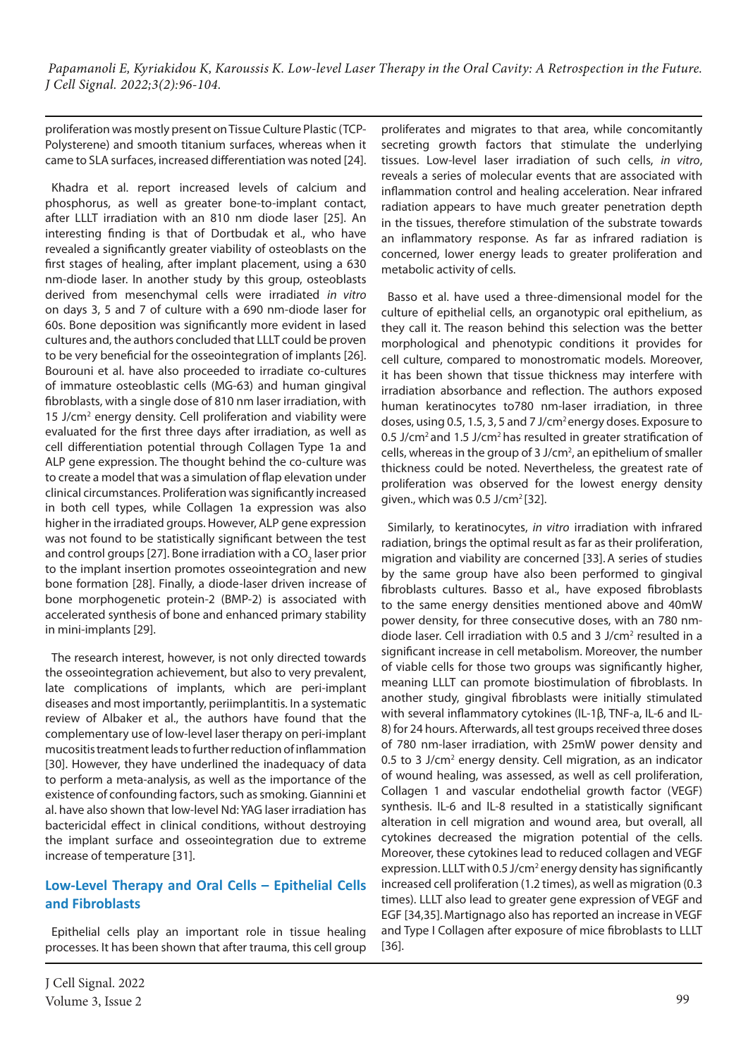proliferation was mostly present on Tissue Culture Plastic (TCP-Polystyrene) and smooth titanium surfaces, whereas when it came to SLA surfaces, increased differentiation was noted [24].

Khadra et al. report increased levels of calcium and phosphorus, as well as greater bone-to-implant contact, after LLLT irradiation with an 810 nm diode laser [25]. An interesting finding is that of Dortbudak et al., who have revealed a significantly greater viability of osteoblasts on the first stages of healing, after implant placement, using a 630 nm-diode laser. In another study by this group, osteoblasts derived from mesenchymal cells were irradiated *in vitro* on days 3, 5 and 7 of culture with a 690 nm-diode laser for 60s. Bone deposition was significantly more evident in lased cultures and, the authors concluded that LLLT could be proven to be very beneficial for the osseointegration of implants [26]. Bourouni et al. have also proceeded to irradiate co-cultures of immature osteoblastic cells (MG-63) and human gingival fibroblasts, with a single dose of 810 nm laser irradiation, with 15 J/cm$^2$ energy density. Cell proliferation and viability were evaluated for the first three days after irradiation, as well as cell differentiation potential through Collagen Type 1a and ALP gene expression. The thought behind the co-culture was to create a model that was a simulation of flap elevation under clinical circumstances. Proliferation was significantly increased in both cell types, while Collagen 1a expression was also higher in the irradiated groups. However, ALP gene expression was not found to be statistically significant between the test and control groups [27]. Bone irradiation with a $CO_2$ laser prior to the implant insertion promotes osseointegration and new bone formation [28]. Finally, a diode-laser driven increase of bone morphogenetic protein-2 (BMP-2) is associated with accelerated synthesis of bone and enhanced primary stability in mini-implants [29].

The research interest, however, is not only directed towards the osseointegration achievement, but also to very prevalent, late complications of implants, which are peri-implant diseases and most importantly, periimplantitis. In a systematic review of Albaker et al., the authors have found that the complementary use of low-level laser therapy on peri-implant mucositis treatment leads to further reduction of inflammation [30]. However, they have underlined the inadequacy of data to perform a meta-analysis, as well as the importance of the existence of confounding factors, such as smoking. Giannini et al. have also shown that low-level Nd: YAG laser irradiation has bactericidal effect in clinical conditions, without destroying the implant surface and osseointegration due to extreme increase of temperature [31].

## Low-Level Therapy and Oral Cells – Epithelial Cells and Fibroblasts

Epithelial cells play an important role in tissue healing processes. It has been shown that after trauma, this cell group proliferates and migrates to that area, while concomitantly secreting growth factors that stimulate the underlying tissues. Low-level laser irradiation of such cells, *in vitro*, reveals a series of molecular events that are associated with inflammation control and healing acceleration. Near infrared radiation appears to have much greater penetration depth in the tissues, therefore stimulation of the substrate towards an inflammatory response. As far as infrared radiation is concerned, lower energy leads to greater proliferation and metabolic activity of cells.

Basso et al. have used a three-dimensional model for the culture of epithelial cells, an organotypic oral epithelium, as they call it. The reason behind this selection was the better morphological and phenotypic conditions it provides for cell culture, compared to monostromatic models. Moreover, it has been shown that tissue thickness may interfere with irradiation absorbance and reflection. The authors exposed human keratinocytes to780 nm-laser irradiation, in three doses, using 0.5, 1.5, 3, 5 and 7 J/cm$^2$ energy doses. Exposure to 0.5 J/cm$^2$ and 1.5 J/cm$^2$ has resulted in greater stratification of cells, whereas in the group of 3 J/cm$^2$, an epithelium of smaller thickness could be noted. Nevertheless, the greatest rate of proliferation was observed for the lowest energy density given., which was 0.5 J/cm$^2$ [32].

Similarly, to keratinocytes, *in vitro* irradiation with infrared radiation, brings the optimal result as far as their proliferation, migration and viability are concerned [33]. A series of studies by the same group have also been performed to gingival fibroblasts cultures. Basso et al., have exposed fibroblasts to the same energy densities mentioned above and 40mW power density, for three consecutive doses, with an 780 nm-diode laser. Cell irradiation with 0.5 and 3 J/cm$^2$ resulted in a significant increase in cell metabolism. Moreover, the number of viable cells for those two groups was significantly higher, meaning LLLT can promote biostimulation of fibroblasts. In another study, gingival fibroblasts were initially stimulated with several inflammatory cytokines (IL-1β, TNF-a, IL-6 and IL-8) for 24 hours. Afterwards, all test groups received three doses of 780 nm-laser irradiation, with 25mW power density and 0.5 to 3 J/cm$^2$ energy density. Cell migration, as an indicator of wound healing, was assessed, as well as cell proliferation, Collagen 1 and vascular endothelial growth factor (VEGF) synthesis. IL-6 and IL-8 resulted in a statistically significant alteration in cell migration and wound area, but overall, all cytokines decreased the migration potential of the cells. Moreover, these cytokines lead to reduced collagen and VEGF expression. LLLT with 0.5 J/cm$^2$ energy density has significantly increased cell proliferation (1.2 times), as well as migration (0.3 times). LLLT also lead to greater gene expression of VEGF and EGF [34,35]. Martignago also has reported an increase in VEGF and Type I Collagen after exposure of mice fibroblasts to LLLT [36].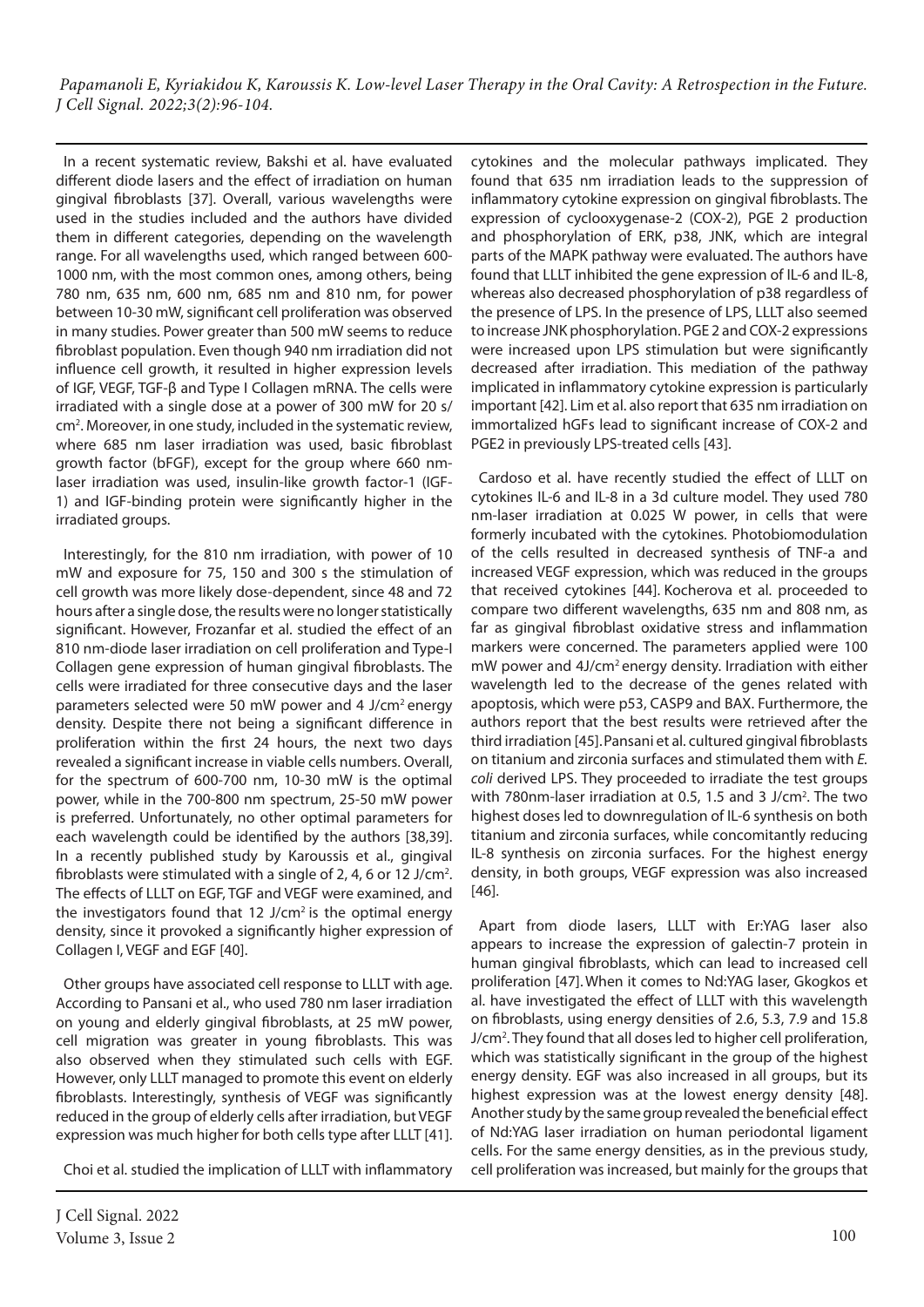In a recent systematic review, Bakshi et al. have evaluated different diode lasers and the effect of irradiation on human gingival fibroblasts [37]. Overall, various wavelengths were used in the studies included and the authors have divided them in different categories, depending on the wavelength range. For all wavelengths used, which ranged between 600-1000 nm, with the most common ones, among others, being 780 nm, 635 nm, 600 nm, 685 nm and 810 nm, for power between 10-30 mW, significant cell proliferation was observed in many studies. Power greater than 500 mW seems to reduce fibroblast population. Even though 940 nm irradiation did not influence cell growth, it resulted in higher expression levels of IGF, VEGF, TGF-β and Type I Collagen mRNA. The cells were irradiated with a single dose at a power of 300 mW for 20 s/cm$^2$. Moreover, in one study, included in the systematic review, where 685 nm laser irradiation was used, basic fibroblast growth factor (bFGF), except for the group where 660 nm-laser irradiation was used, insulin-like growth factor-1 (IGF-1) and IGF-binding protein were significantly higher in the irradiated groups.

Interestingly, for the 810 nm irradiation, with power of 10 mW and exposure for 75, 150 and 300 s the stimulation of cell growth was more likely dose-dependent, since 48 and 72 hours after a single dose, the results were no longer statistically significant. However, Frozanfar et al. studied the effect of an 810 nm-diode laser irradiation on cell proliferation and Type-I Collagen gene expression of human gingival fibroblasts. The cells were irradiated for three consecutive days and the laser parameters selected were 50 mW power and 4 J/cm$^2$ energy density. Despite there not being a significant difference in proliferation within the first 24 hours, the next two days revealed a significant increase in viable cells numbers. Overall, for the spectrum of 600-700 nm, 10-30 mW is the optimal power, while in the 700-800 nm spectrum, 25-50 mW power is preferred. Unfortunately, no other optimal parameters for each wavelength could be identified by the authors [38,39]. In a recently published study by Karoussis et al., gingival fibroblasts were stimulated with a single of 2, 4, 6 or 12 J/cm$^2$. The effects of LLLT on EGF, TGF and VEGF were examined, and the investigators found that 12 J/cm$^2$ is the optimal energy density, since it provoked a significantly higher expression of Collagen I, VEGF and EGF [40].

Other groups have associated cell response to LLLT with age. According to Pansani et al., who used 780 nm laser irradiation on young and elderly gingival fibroblasts, at 25 mW power, cell migration was greater in young fibroblasts. This was also observed when they stimulated such cells with EGF. However, only LLLT managed to promote this event on elderly fibroblasts. Interestingly, synthesis of VEGF was significantly reduced in the group of elderly cells after irradiation, but VEGF expression was much higher for both cells type after LLLT [41].

Choi et al. studied the implication of LLLT with inflammatory cytokines and the molecular pathways implicated. They found that 635 nm irradiation leads to the suppression of inflammatory cytokine expression on gingival fibroblasts. The expression of cyclooxygenase-2 (COX-2), PGE 2 production and phosphorylation of ERK, p38, JNK, which are integral parts of the MAPK pathway were evaluated. The authors have found that LLLT inhibited the gene expression of IL-6 and IL-8, whereas also decreased phosphorylation of p38 regardless of the presence of LPS. In the presence of LPS, LLLT also seemed to increase JNK phosphorylation. PGE 2 and COX-2 expressions were increased upon LPS stimulation but were significantly decreased after irradiation. This mediation of the pathway implicated in inflammatory cytokine expression is particularly important [42]. Lim et al. also report that 635 nm irradiation on immortalized hGFs lead to significant increase of COX-2 and PGE2 in previously LPS-treated cells [43].

Cardoso et al. have recently studied the effect of LLLT on cytokines IL-6 and IL-8 in a 3d culture model. They used 780 nm-laser irradiation at 0.025 W power, in cells that were formerly incubated with the cytokines. Photobiomodulation of the cells resulted in decreased synthesis of TNF-a and increased VEGF expression, which was reduced in the groups that received cytokines [44]. Kocherova et al. proceeded to compare two different wavelengths, 635 nm and 808 nm, as far as gingival fibroblast oxidative stress and inflammation markers were concerned. The parameters applied were 100 mW power and 4J/cm$^2$ energy density. Irradiation with either wavelength led to the decrease of the genes related with apoptosis, which were p53, CASP9 and BAX. Furthermore, the authors report that the best results were retrieved after the third irradiation [45]. Pansani et al. cultured gingival fibroblasts on titanium and zirconia surfaces and stimulated them with *E. coli* derived LPS. They proceeded to irradiate the test groups with 780nm-laser irradiation at 0.5, 1.5 and 3 J/cm$^2$. The two highest doses led to downregulation of IL-6 synthesis on both titanium and zirconia surfaces, while concomitantly reducing IL-8 synthesis on zirconia surfaces. For the highest energy density, in both groups, VEGF expression was also increased [46].

Apart from diode lasers, LLLT with Er:YAG laser also appears to increase the expression of galectin-7 protein in human gingival fibroblasts, which can lead to increased cell proliferation [47]. When it comes to Nd:YAG laser, Gkogkos et al. have investigated the effect of LLLT with this wavelength on fibroblasts, using energy densities of 2.6, 5.3, 7.9 and 15.8 J/cm$^2$. They found that all doses led to higher cell proliferation, which was statistically significant in the group of the highest energy density. EGF was also increased in all groups, but its highest expression was at the lowest energy density [48]. Another study by the same group revealed the beneficial effect of Nd:YAG laser irradiation on human periodontal ligament cells. For the same energy densities, as in the previous study, cell proliferation was increased, but mainly for the groups that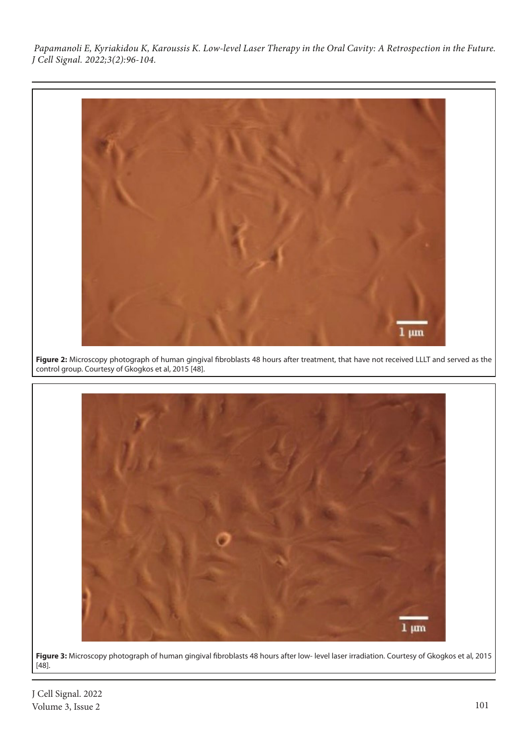**Figure 2:** Microscopy photograph of human gingival fibroblasts 48 hours after treatment, that have not received LLLT and served as the control group. Courtesy of Gkogkos et al, 2015 [48].

**Figure 3:** Microscopy photograph of human gingival fibroblasts 48 hours after low- level laser irradiation. Courtesy of Gkogkos et al, 2015 [48].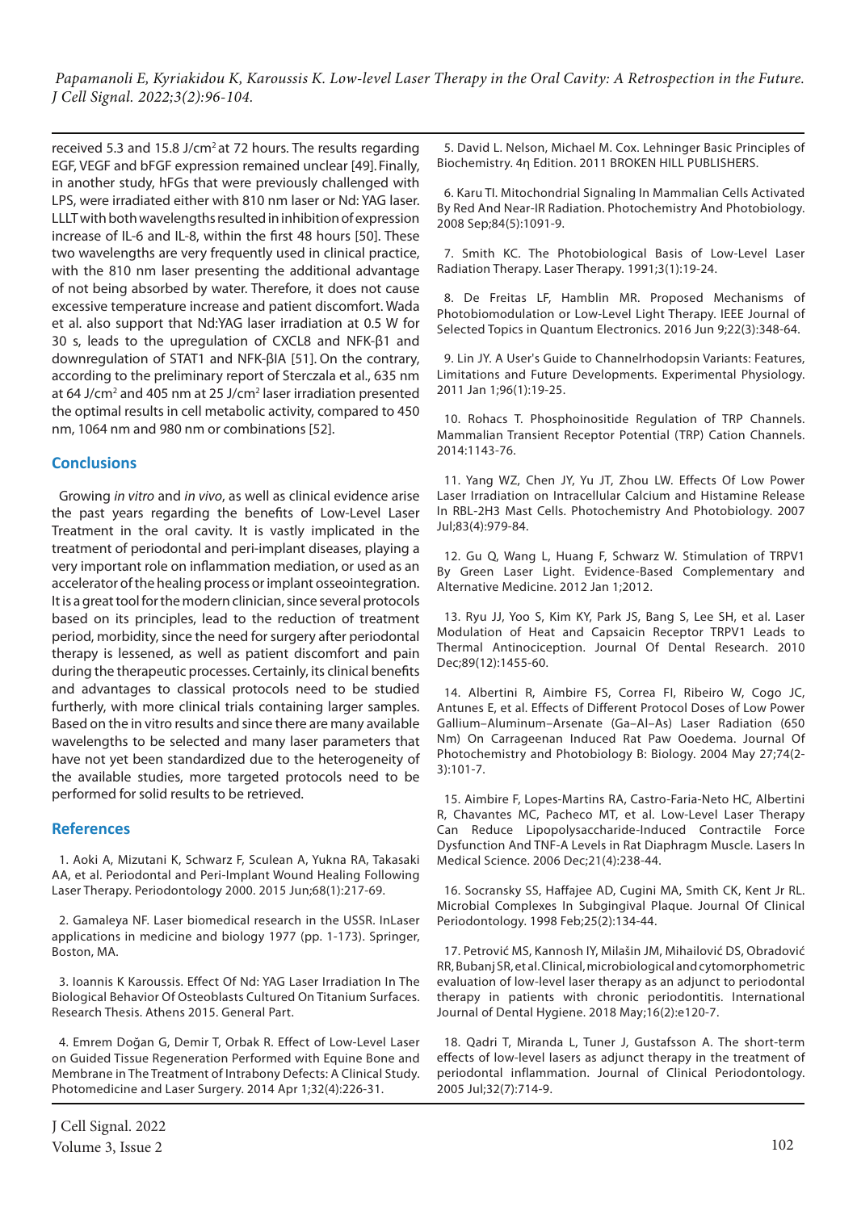received 5.3 and 15.8 J/cm$^2$ at 72 hours. The results regarding EGF, VEGF and bFGF expression remained unclear [49]. Finally, in another study, hFGs that were previously challenged with LPS, were irradiated either with 810 nm laser or Nd: YAG laser. LLLT with both wavelengths resulted in inhibition of expression increase of IL-6 and IL-8, within the first 48 hours [50]. These two wavelengths are very frequently used in clinical practice, with the 810 nm laser presenting the additional advantage of not being absorbed by water. Therefore, it does not cause excessive temperature increase and patient discomfort. Wada et al. also support that Nd:YAG laser irradiation at 0.5 W for 30 s, leads to the upregulation of CXCL8 and NFK-β1 and downregulation of STAT1 and NFK-βIA [51]. On the contrary, according to the preliminary report of Sterczala et al., 635 nm at 64 J/cm$^2$ and 405 nm at 25 J/cm$^2$ laser irradiation presented the optimal results in cell metabolic activity, compared to 450 nm, 1064 nm and 980 nm or combinations [52].

## Conclusions

Growing *in vitro* and *in vivo*, as well as clinical evidence arise the past years regarding the benefits of Low-Level Laser Treatment in the oral cavity. It is vastly implicated in the treatment of periodontal and peri-implant diseases, playing a very important role on inflammation mediation, or used as an accelerator of the healing process or implant osseointegration. It is a great tool for the modern clinician, since several protocols based on its principles, lead to the reduction of treatment period, morbidity, since the need for surgery after periodontal therapy is lessened, as well as patient discomfort and pain during the therapeutic processes. Certainly, its clinical benefits and advantages to classical protocols need to be studied furtherly, with more clinical trials containing larger samples. Based on the in vitro results and since there are many available wavelengths to be selected and many laser parameters that have not yet been standardized due to the heterogeneity of the available studies, more targeted protocols need to be performed for solid results to be retrieved.

## References

1. Aoki A, Mizutani K, Schwarz F, Sculean A, Yukna RA, Takasaki AA, et al. Periodontal and Peri-Implant Wound Healing Following Laser Therapy. Periodontology 2000. 2015 Jun;68(1):217-69.

2. Gamaleya NF. Laser biomedical research in the USSR. InLaser applications in medicine and biology 1977 (pp. 1-173). Springer, Boston, MA.

3. Ioannis K Karoussis. Effect Of Nd: YAG Laser Irradiation In The Biological Behavior Of Osteoblasts Cultured On Titanium Surfaces. Research Thesis. Athens 2015. General Part.

4. Emrem Doğan G, Demir T, Orbak R. Effect of Low-Level Laser on Guided Tissue Regeneration Performed with Equine Bone and Membrane in The Treatment of Intrabony Defects: A Clinical Study. Photomedicine and Laser Surgery. 2014 Apr 1;32(4):226-31.

5. David L. Nelson, Michael M. Cox. Lehninger Basic Principles of Biochemistry. 4η Edition. 2011 BROKEN HILL PUBLISHERS.

6. Karu TI. Mitochondrial Signaling In Mammalian Cells Activated By Red And Near-IR Radiation. Photochemistry And Photobiology. 2008 Sep;84(5):1091-9.

7. Smith KC. The Photobiological Basis of Low-Level Laser Radiation Therapy. Laser Therapy. 1991;3(1):19-24.

8. De Freitas LF, Hamblin MR. Proposed Mechanisms of Photobiomodulation or Low-Level Light Therapy. IEEE Journal of Selected Topics in Quantum Electronics. 2016 Jun 9;22(3):348-64.

9. Lin JY. A User's Guide to Channelrhodopsin Variants: Features, Limitations and Future Developments. Experimental Physiology. 2011 Jan 1;96(1):19-25.

10. Rohacs T. Phosphoinositide Regulation of TRP Channels. Mammalian Transient Receptor Potential (TRP) Cation Channels. 2014:1143-76.

11. Yang WZ, Chen JY, Yu JT, Zhou LW. Effects Of Low Power Laser Irradiation on Intracellular Calcium and Histamine Release In RBL-2H3 Mast Cells. Photochemistry And Photobiology. 2007 Jul;83(4):979-84.

12. Gu Q, Wang L, Huang F, Schwarz W. Stimulation of TRPV1 By Green Laser Light. Evidence-Based Complementary and Alternative Medicine. 2012 Jan 1;2012.

13. Ryu JJ, Yoo S, Kim KY, Park JS, Bang S, Lee SH, et al. Laser Modulation of Heat and Capsaicin Receptor TRPV1 Leads to Thermal Antinociception. Journal Of Dental Research. 2010 Dec;89(12):1455-60.

14. Albertini R, Aimbire FS, Correa FI, Ribeiro W, Cogo JC, Antunes E, et al. Effects of Different Protocol Doses of Low Power Gallium–Aluminum–Arsenate (Ga–Al–As) Laser Radiation (650 Nm) On Carrageenan Induced Rat Paw Ooedema. Journal Of Photochemistry and Photobiology B: Biology. 2004 May 27;74(2-3):101-7.

15. Aimbire F, Lopes-Martins RA, Castro-Faria-Neto HC, Albertini R, Chavantes MC, Pacheco MT, et al. Low-Level Laser Therapy Can Reduce Lipopolysaccharide-Induced Contractile Force Dysfunction And TNF-A Levels in Rat Diaphragm Muscle. Lasers In Medical Science. 2006 Dec;21(4):238-44.

16. Socransky SS, Haffajee AD, Cugini MA, Smith CK, Kent Jr RL. Microbial Complexes In Subgingival Plaque. Journal Of Clinical Periodontology. 1998 Feb;25(2):134-44.

17. Petrović MS, Kannosh IY, Milašin JM, Mihailović DS, Obradović RR, Bubanj SR, et al. Clinical, microbiological and cytomorphometric evaluation of low-level laser therapy as an adjunct to periodontal therapy in patients with chronic periodontitis. International Journal of Dental Hygiene. 2018 May;16(2):e120-7.

18. Qadri T, Miranda L, Tuner J, Gustafsson A. The short-term effects of low-level lasers as adjunct therapy in the treatment of periodontal inflammation. Journal of Clinical Periodontology. 2005 Jul;32(7):714-9.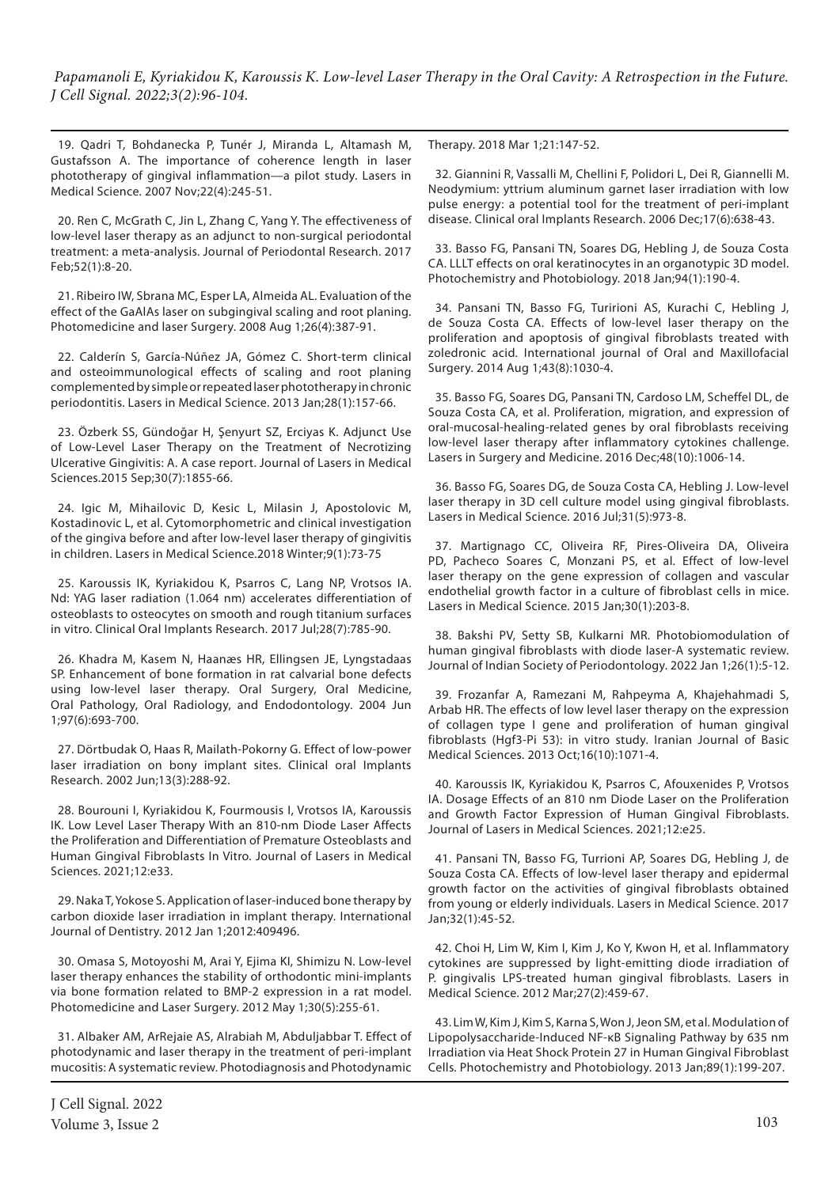19. Qadri T, Bohdanecka P, Tunér J, Miranda L, Altamash M, Gustafsson A. The importance of coherence length in laser phototherapy of gingival inflammation—a pilot study. Lasers in Medical Science. 2007 Nov;22(4):245-51.

20. Ren C, McGrath C, Jin L, Zhang C, Yang Y. The effectiveness of low-level laser therapy as an adjunct to non-surgical periodontal treatment: a meta-analysis. Journal of Periodontal Research. 2017 Feb;52(1):8-20.

21. Ribeiro IW, Sbrana MC, Esper LA, Almeida AL. Evaluation of the effect of the GaAlAs laser on subgingival scaling and root planing. Photomedicine and laser Surgery. 2008 Aug 1;26(4):387-91.

22. Calderín S, García-Núñez JA, Gómez C. Short-term clinical and osteoimmunological effects of scaling and root planing complemented by simple or repeated laser phototherapy in chronic periodontitis. Lasers in Medical Science. 2013 Jan;28(1):157-66.

23. Özberk SS, Gündoğar H, Şenyurt SZ, Erciyas K. Adjunct Use of Low-Level Laser Therapy on the Treatment of Necrotizing Ulcerative Gingivitis: A. A case report. Journal of Lasers in Medical Sciences.2015 Sep;30(7):1855-66.

24. Igic M, Mihailovic D, Kesic L, Milasin J, Apostolovic M, Kostadinovic L, et al. Cytomorphometric and clinical investigation of the gingiva before and after low-level laser therapy of gingivitis in children. Lasers in Medical Science.2018 Winter;9(1):73-75

25. Karoussis IK, Kyriakidou K, Psarros C, Lang NP, Vrotsos IA. Nd: YAG laser radiation (1.064 nm) accelerates differentiation of osteoblasts to osteocytes on smooth and rough titanium surfaces in vitro. Clinical Oral Implants Research. 2017 Jul;28(7):785-90.

26. Khadra M, Kasem N, Haanæs HR, Ellingsen JE, Lyngstadaas SP. Enhancement of bone formation in rat calvarial bone defects using low-level laser therapy. Oral Surgery, Oral Medicine, Oral Pathology, Oral Radiology, and Endodontology. 2004 Jun 1;97(6):693-700.

27. Dörtbudak O, Haas R, Mailath-Pokorny G. Effect of low-power laser irradiation on bony implant sites. Clinical oral Implants Research. 2002 Jun;13(3):288-92.

28. Bourouni I, Kyriakidou K, Fourmousis I, Vrotsos IA, Karoussis IK. Low Level Laser Therapy With an 810-nm Diode Laser Affects the Proliferation and Differentiation of Premature Osteoblasts and Human Gingival Fibroblasts In Vitro. Journal of Lasers in Medical Sciences. 2021;12:e33.

29. Naka T, Yokose S. Application of laser-induced bone therapy by carbon dioxide laser irradiation in implant therapy. International Journal of Dentistry. 2012 Jan 1;2012:409496.

30. Omasa S, Motoyoshi M, Arai Y, Ejima KI, Shimizu N. Low-level laser therapy enhances the stability of orthodontic mini-implants via bone formation related to BMP-2 expression in a rat model. Photomedicine and Laser Surgery. 2012 May 1;30(5):255-61.

31. Albaker AM, ArRejaie AS, Alrabiah M, Abduljabbar T. Effect of photodynamic and laser therapy in the treatment of peri-implant mucositis: A systematic review. Photodiagnosis and Photodynamic Therapy. 2018 Mar 1;21:147-52.

32. Giannini R, Vassalli M, Chellini F, Polidori L, Dei R, Giannelli M. Neodymium: yttrium aluminum garnet laser irradiation with low pulse energy: a potential tool for the treatment of peri-implant disease. Clinical oral Implants Research. 2006 Dec;17(6):638-43.

33. Basso FG, Pansani TN, Soares DG, Hebling J, de Souza Costa CA. LLLT effects on oral keratinocytes in an organotypic 3D model. Photochemistry and Photobiology. 2018 Jan;94(1):190-4.

34. Pansani TN, Basso FG, Turirioni AS, Kurachi C, Hebling J, de Souza Costa CA. Effects of low-level laser therapy on the proliferation and apoptosis of gingival fibroblasts treated with zoledronic acid. International journal of Oral and Maxillofacial Surgery. 2014 Aug 1;43(8):1030-4.

35. Basso FG, Soares DG, Pansani TN, Cardoso LM, Scheffel DL, de Souza Costa CA, et al. Proliferation, migration, and expression of oral-mucosal-healing-related genes by oral fibroblasts receiving low-level laser therapy after inflammatory cytokines challenge. Lasers in Surgery and Medicine. 2016 Dec;48(10):1006-14.

36. Basso FG, Soares DG, de Souza Costa CA, Hebling J. Low-level laser therapy in 3D cell culture model using gingival fibroblasts. Lasers in Medical Science. 2016 Jul;31(5):973-8.

37. Martignago CC, Oliveira RF, Pires-Oliveira DA, Oliveira PD, Pacheco Soares C, Monzani PS, et al. Effect of low-level laser therapy on the gene expression of collagen and vascular endothelial growth factor in a culture of fibroblast cells in mice. Lasers in Medical Science. 2015 Jan;30(1):203-8.

38. Bakshi PV, Setty SB, Kulkarni MR. Photobiomodulation of human gingival fibroblasts with diode laser-A systematic review. Journal of Indian Society of Periodontology. 2022 Jan 1;26(1):5-12.

39. Frozanfar A, Ramezani M, Rahpeyma A, Khajehahmadi S, Arbab HR. The effects of low level laser therapy on the expression of collagen type I gene and proliferation of human gingival fibroblasts (Hgf3-Pi 53): in vitro study. Iranian Journal of Basic Medical Sciences. 2013 Oct;16(10):1071-4.

40. Karoussis IK, Kyriakidou K, Psarros C, Afouxenides P, Vrotsos IA. Dosage Effects of an 810 nm Diode Laser on the Proliferation and Growth Factor Expression of Human Gingival Fibroblasts. Journal of Lasers in Medical Sciences. 2021;12:e25.

41. Pansani TN, Basso FG, Turrioni AP, Soares DG, Hebling J, de Souza Costa CA. Effects of low-level laser therapy and epidermal growth factor on the activities of gingival fibroblasts obtained from young or elderly individuals. Lasers in Medical Science. 2017 Jan;32(1):45-52.

42. Choi H, Lim W, Kim I, Kim J, Ko Y, Kwon H, et al. Inflammatory cytokines are suppressed by light-emitting diode irradiation of P. gingivalis LPS-treated human gingival fibroblasts. Lasers in Medical Science. 2012 Mar;27(2):459-67.

43. Lim W, Kim J, Kim S, Karna S, Won J, Jeon SM, et al. Modulation of Lipopolysaccharide-Induced NF-κB Signaling Pathway by 635 nm Irradiation via Heat Shock Protein 27 in Human Gingival Fibroblast Cells. Photochemistry and Photobiology. 2013 Jan;89(1):199-207.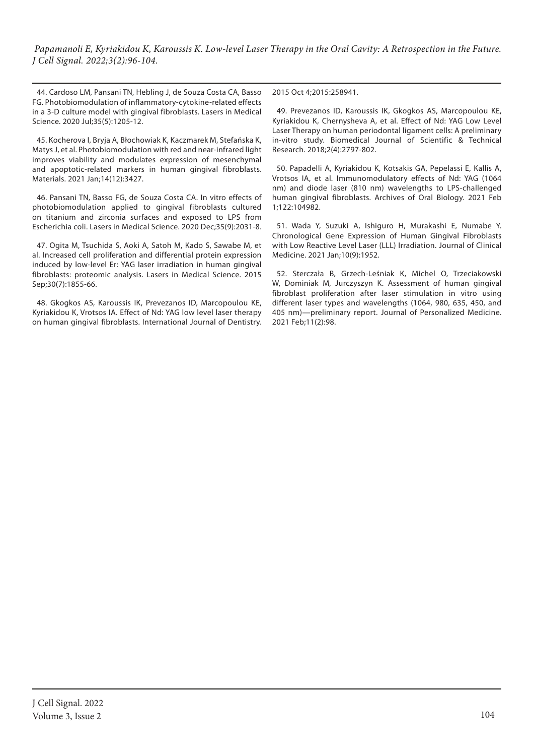44. Cardoso LM, Pansani TN, Hebling J, de Souza Costa CA, Basso FG. Photobiomodulation of inflammatory-cytokine-related effects in a 3-D culture model with gingival fibroblasts. Lasers in Medical Science. 2020 Jul;35(5):1205-12.

45. Kocherova I, Bryja A, Błochowiak K, Kaczmarek M, Stefańska K, Matys J, et al. Photobiomodulation with red and near-infrared light improves viability and modulates expression of mesenchymal and apoptotic-related markers in human gingival fibroblasts. Materials. 2021 Jan;14(12):3427.

46. Pansani TN, Basso FG, de Souza Costa CA. In vitro effects of photobiomodulation applied to gingival fibroblasts cultured on titanium and zirconia surfaces and exposed to LPS from Escherichia coli. Lasers in Medical Science. 2020 Dec;35(9):2031-8.

47. Ogita M, Tsuchida S, Aoki A, Satoh M, Kado S, Sawabe M, et al. Increased cell proliferation and differential protein expression induced by low-level Er: YAG laser irradiation in human gingival fibroblasts: proteomic analysis. Lasers in Medical Science. 2015 Sep;30(7):1855-66.

48. Gkogkos AS, Karoussis IK, Prevezanos ID, Marcopoulou KE, Kyriakidou K, Vrotsos IA. Effect of Nd: YAG low level laser therapy on human gingival fibroblasts. International Journal of Dentistry. 2015 Oct 4;2015:258941.

49. Prevezanos ID, Karoussis IK, Gkogkos AS, Marcopoulou KE, Kyriakidou K, Chernysheva A, et al. Effect of Nd: YAG Low Level Laser Therapy on human periodontal ligament cells: A preliminary in-vitro study. Biomedical Journal of Scientific & Technical Research. 2018;2(4):2797-802.

50. Papadelli A, Kyriakidou K, Kotsakis GA, Pepelassi E, Kallis A, Vrotsos IA, et al. Immunomodulatory effects of Nd: YAG (1064 nm) and diode laser (810 nm) wavelengths to LPS-challenged human gingival fibroblasts. Archives of Oral Biology. 2021 Feb 1;122:104982.

51. Wada Y, Suzuki A, Ishiguro H, Murakashi E, Numabe Y. Chronological Gene Expression of Human Gingival Fibroblasts with Low Reactive Level Laser (LLL) Irradiation. Journal of Clinical Medicine. 2021 Jan;10(9):1952.

52. Sterczała B, Grzech-Leśniak K, Michel O, Trzeciakowski W, Dominiak M, Jurczyszyn K. Assessment of human gingival fibroblast proliferation after laser stimulation in vitro using different laser types and wavelengths (1064, 980, 635, 450, and 405 nm)—preliminary report. Journal of Personalized Medicine. 2021 Feb;11(2):98.